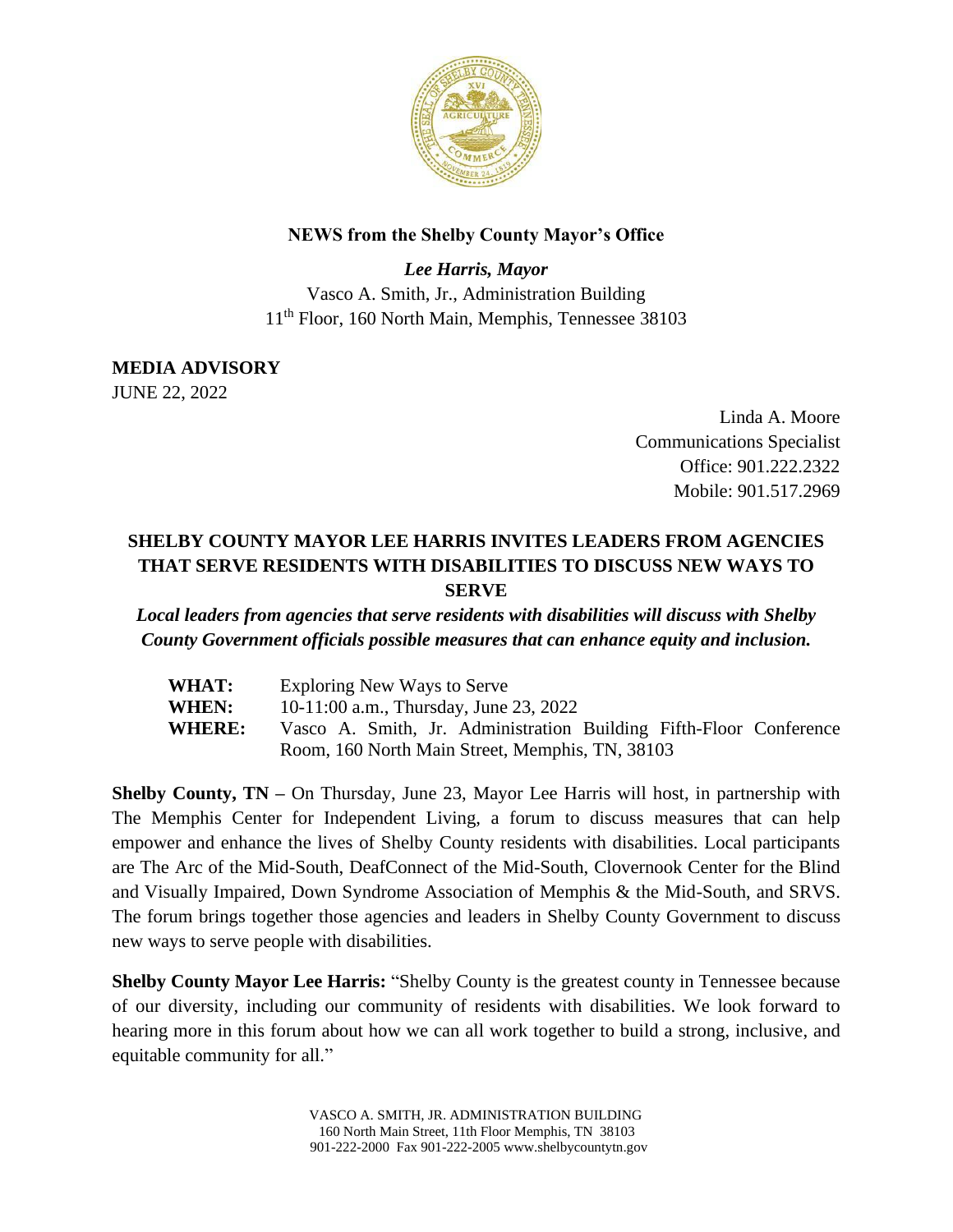**NEWS from the Shelby County Mayor's Office**

***Lee Harris, Mayor***
Vasco A. Smith, Jr., Administration Building
11th Floor, 160 North Main, Memphis, Tennessee 38103

**MEDIA ADVISORY**
JUNE 22, 2022

Linda A. Moore
Communications Specialist
Office: 901.222.2322
Mobile: 901.517.2969

## SHELBY COUNTY MAYOR LEE HARRIS INVITES LEADERS FROM AGENCIES THAT SERVE RESIDENTS WITH DISABILITIES TO DISCUSS NEW WAYS TO SERVE

***Local leaders from agencies that serve residents with disabilities will discuss with Shelby County Government officials possible measures that can enhance equity and inclusion.***

**WHAT:** Exploring New Ways to Serve
**WHEN:** 10-11:00 a.m., Thursday, June 23, 2022
**WHERE:** Vasco A. Smith, Jr. Administration Building Fifth-Floor Conference Room, 160 North Main Street, Memphis, TN, 38103

**Shelby County, TN –** On Thursday, June 23, Mayor Lee Harris will host, in partnership with The Memphis Center for Independent Living, a forum to discuss measures that can help empower and enhance the lives of Shelby County residents with disabilities. Local participants are The Arc of the Mid-South, DeafConnect of the Mid-South, Clovernook Center for the Blind and Visually Impaired, Down Syndrome Association of Memphis & the Mid-South, and SRVS. The forum brings together those agencies and leaders in Shelby County Government to discuss new ways to serve people with disabilities.

**Shelby County Mayor Lee Harris:** "Shelby County is the greatest county in Tennessee because of our diversity, including our community of residents with disabilities. We look forward to hearing more in this forum about how we can all work together to build a strong, inclusive, and equitable community for all."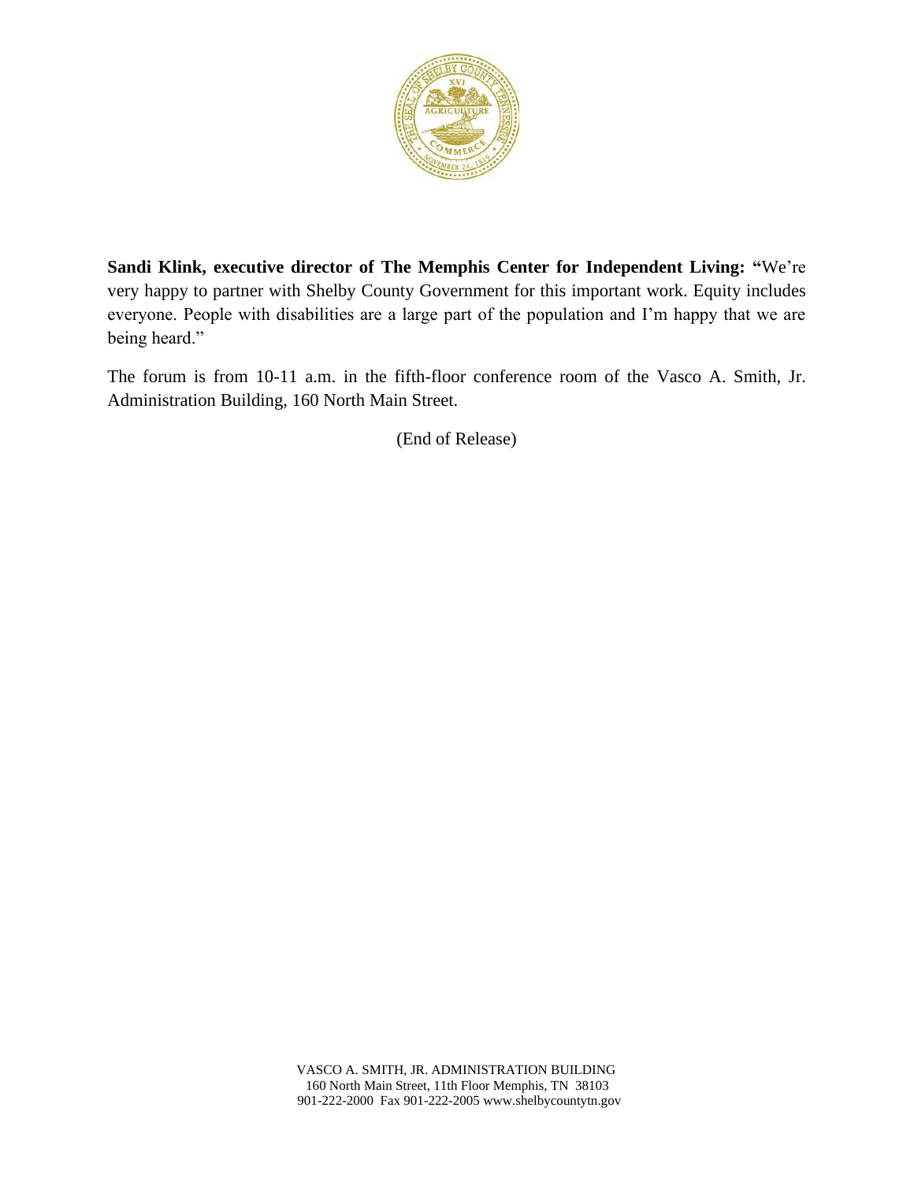**Sandi Klink, executive director of The Memphis Center for Independent Living: "**We're very happy to partner with Shelby County Government for this important work. Equity includes everyone. People with disabilities are a large part of the population and I'm happy that we are being heard."

The forum is from 10-11 a.m. in the fifth-floor conference room of the Vasco A. Smith, Jr. Administration Building, 160 North Main Street.

(End of Release)